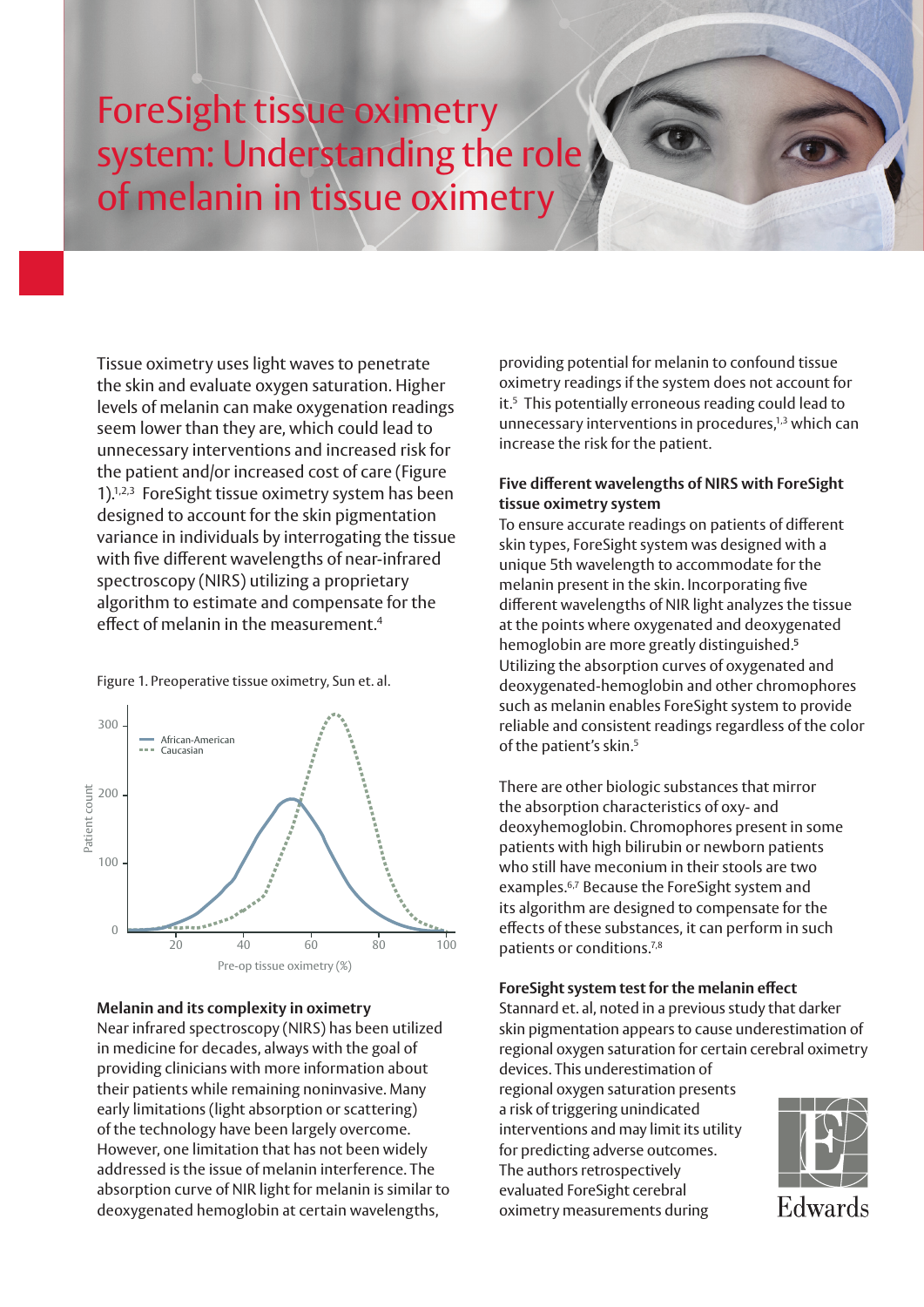# ForeSight tissue oximetry system: Understanding the role of melanin in tissue oximetry

Tissue oximetry uses light waves to penetrate the skin and evaluate oxygen saturation. Higher levels of melanin can make oxygenation readings seem lower than they are, which could lead to unnecessary interventions and increased risk for the patient and/or increased cost of care (Figure 1).[1,2,3] ForeSight tissue oximetry system has been designed to account for the skin pigmentation variance in individuals by interrogating the tissue with five different wavelengths of near-infrared spectroscopy (NIRS) utilizing a proprietary algorithm to estimate and compensate for the effect of melanin in the measurement.[4]

Figure 1. Preoperative tissue oximetry, Sun et. al.

## Melanin and its complexity in oximetry

Near infrared spectroscopy (NIRS) has been utilized in medicine for decades, always with the goal of providing clinicians with more information about their patients while remaining noninvasive. Many early limitations (light absorption or scattering) of the technology have been largely overcome. However, one limitation that has not been widely addressed is the issue of melanin interference. The absorption curve of NIR light for melanin is similar to deoxygenated hemoglobin at certain wavelengths, providing potential for melanin to confound tissue oximetry readings if the system does not account for it.[5] This potentially erroneous reading could lead to unnecessary interventions in procedures,[1,3] which can increase the risk for the patient.

## Five different wavelengths of NIRS with ForeSight tissue oximetry system

To ensure accurate readings on patients of different skin types, ForeSight system was designed with a unique 5th wavelength to accommodate for the melanin present in the skin. Incorporating five different wavelengths of NIR light analyzes the tissue at the points where oxygenated and deoxygenated hemoglobin are more greatly distinguished.[5] Utilizing the absorption curves of oxygenated and deoxygenated-hemoglobin and other chromophores such as melanin enables ForeSight system to provide reliable and consistent readings regardless of the color of the patient's skin.[5]

There are other biologic substances that mirror the absorption characteristics of oxy- and deoxyhemoglobin. Chromophores present in some patients with high bilirubin or newborn patients who still have meconium in their stools are two examples.[6,7] Because the ForeSight system and its algorithm are designed to compensate for the effects of these substances, it can perform in such patients or conditions.[7,8]

## ForeSight system test for the melanin effect

Stannard et. al, noted in a previous study that darker skin pigmentation appears to cause underestimation of regional oxygen saturation for certain cerebral oximetry devices. This underestimation of regional oxygen saturation presents a risk of triggering unindicated interventions and may limit its utility for predicting adverse outcomes. The authors retrospectively evaluated ForeSight cerebral oximetry measurements during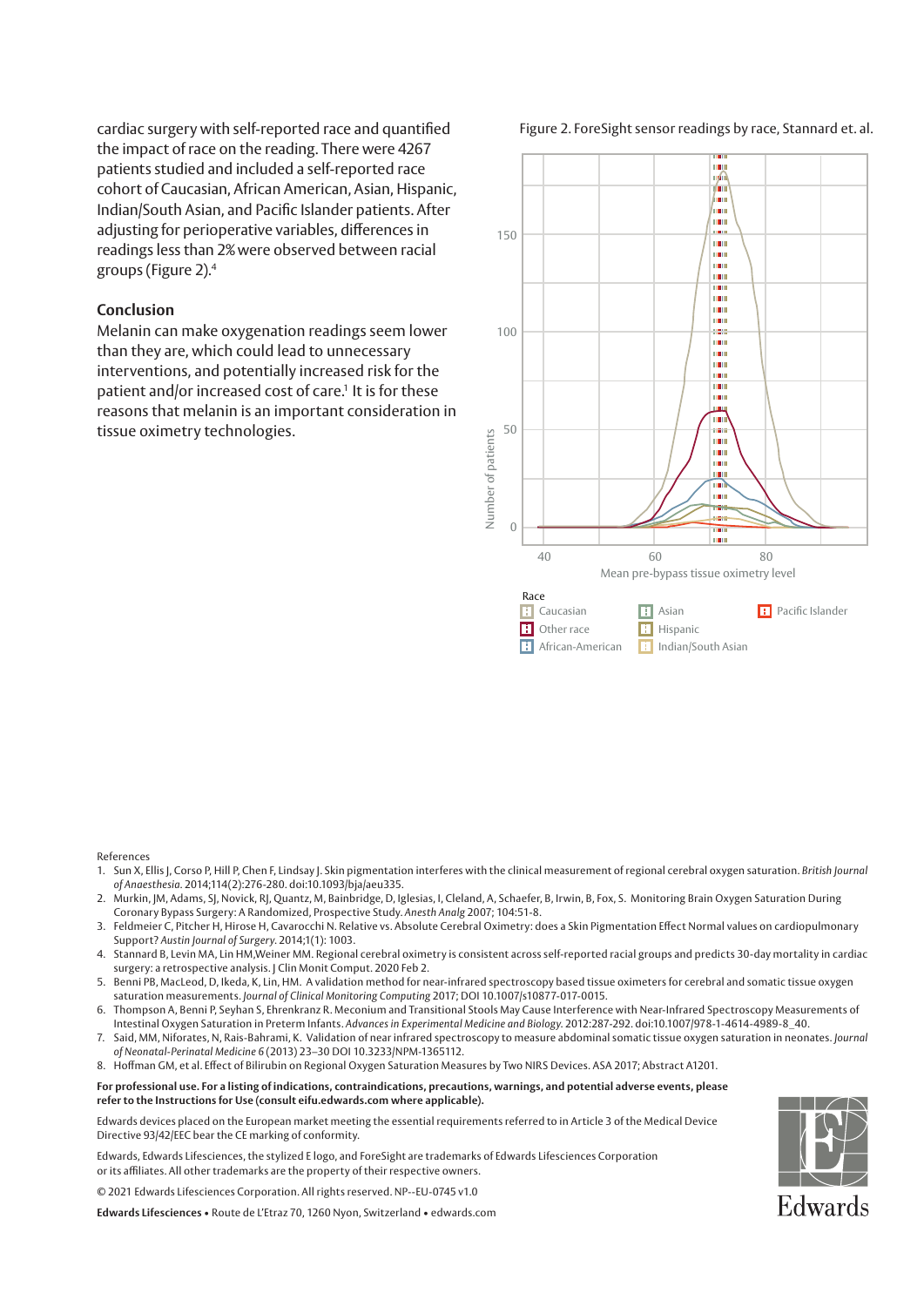cardiac surgery with self-reported race and quantified the impact of race on the reading. There were 4267 patients studied and included a self-reported race cohort of Caucasian, African American, Asian, Hispanic, Indian/South Asian, and Pacific Islander patients. After adjusting for perioperative variables, differences in readings less than 2% were observed between racial groups (Figure 2).[4]

### Conclusion

Melanin can make oxygenation readings seem lower than they are, which could lead to unnecessary interventions, and potentially increased risk for the patient and/or increased cost of care.[1] It is for these reasons that melanin is an important consideration in tissue oximetry technologies.

Figure 2. ForeSight sensor readings by race, Stannard et. al.

Number of patients

0
50
100
150

40
60
80

Mean pre-bypass tissue oximetry level

Race
Caucasian
Other race
African-American
Asian
Hispanic
Indian/South Asian
Pacific Islander

References

1. Sun X, Ellis J, Corso P, Hill P, Chen F, Lindsay J. Skin pigmentation interferes with the clinical measurement of regional cerebral oxygen saturation. *British Journal of Anaesthesia*. 2014;114(2):276-280. doi:10.1093/bja/aeu335.
2. Murkin, JM, Adams, SJ, Novick, RJ, Quantz, M, Bainbridge, D, Iglesias, I, Cleland, A, Schaefer, B, Irwin, B, Fox, S. Monitoring Brain Oxygen Saturation During Coronary Bypass Surgery: A Randomized, Prospective Study. *Anesth Analg* 2007; 104:51-8.
3. Feldmeier C, Pitcher H, Hirose H, Cavarocchi N. Relative vs. Absolute Cerebral Oximetry: does a Skin Pigmentation Effect Normal values on cardiopulmonary Support? *Austin Journal of Surgery*. 2014;1(1): 1003.
4. Stannard B, Levin MA, Lin HM,Weiner MM. Regional cerebral oximetry is consistent across self-reported racial groups and predicts 30-day mortality in cardiac surgery: a retrospective analysis. J Clin Monit Comput. 2020 Feb 2.
5. Benni PB, MacLeod, D, Ikeda, K, Lin, HM. A validation method for near-infrared spectroscopy based tissue oximeters for cerebral and somatic tissue oxygen saturation measurements. *Journal of Clinical Monitoring Computing* 2017; DOI 10.1007/s10877-017-0015.
6. Thompson A, Benni P, Seyhan S, Ehrenkranz R. Meconium and Transitional Stools May Cause Interference with Near-Infrared Spectroscopy Measurements of Intestinal Oxygen Saturation in Preterm Infants. *Advances in Experimental Medicine and Biology*. 2012:287-292. doi:10.1007/978-1-4614-4989-8_40.
7. Said, MM, Niforates, N, Rais-Bahrami, K. Validation of near infrared spectroscopy to measure abdominal somatic tissue oxygen saturation in neonates. *Journal of Neonatal-Perinatal Medicine 6* (2013) 23–30 DOI 10.3233/NPM-1365112.
8. Hoffman GM, et al. Effect of Bilirubin on Regional Oxygen Saturation Measures by Two NIRS Devices. ASA 2017; Abstract A1201.

**For professional use. For a listing of indications, contraindications, precautions, warnings, and potential adverse events, please refer to the Instructions for Use (consult eifu.edwards.com where applicable).**

Edwards devices placed on the European market meeting the essential requirements referred to in Article 3 of the Medical Device Directive 93/42/EEC bear the CE marking of conformity.

Edwards, Edwards Lifesciences, the stylized E logo, and ForeSight are trademarks of Edwards Lifesciences Corporation or its affiliates. All other trademarks are the property of their respective owners.

© 2021 Edwards Lifesciences Corporation. All rights reserved. NP--EU-0745 v1.0

**Edwards Lifesciences** • Route de L'Etraz 70, 1260 Nyon, Switzerland • edwards.com

Edwards